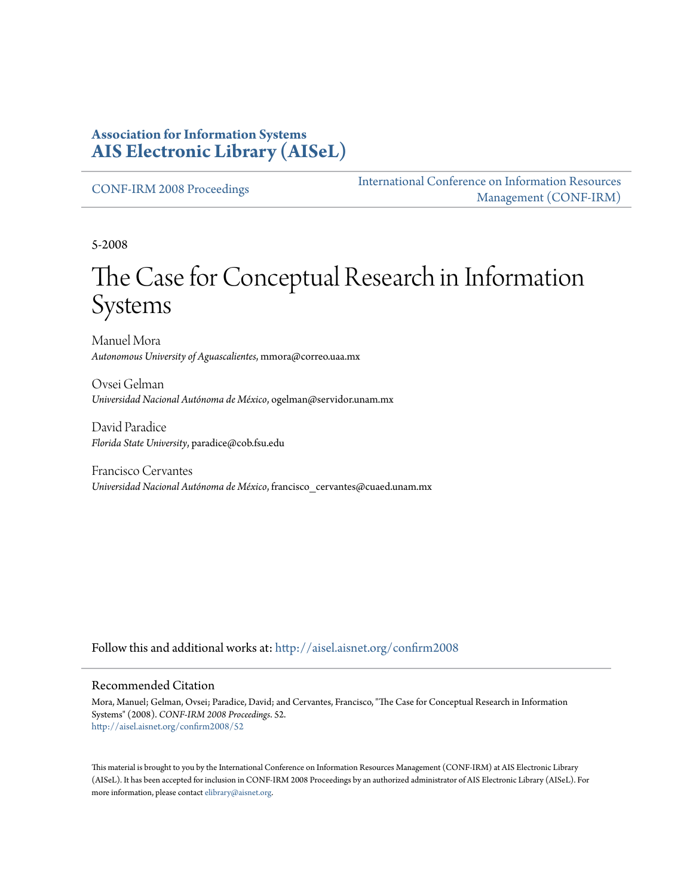**Association for Information Systems**
**AIS Electronic Library (AISeL)**

CONF-IRM 2008 Proceedings

International Conference on Information Resources Management (CONF-IRM)

5-2008

# The Case for Conceptual Research in Information Systems

Manuel Mora
*Autonomous University of Aguascalientes*, mmora@correo.uaa.mx

Ovsei Gelman
*Universidad Nacional Autónoma de México*, ogelman@servidor.unam.mx

David Paradice
*Florida State University*, paradice@cob.fsu.edu

Francisco Cervantes
*Universidad Nacional Autónoma de México*, francisco_cervantes@cuaed.unam.mx

Follow this and additional works at: http://aisel.aisnet.org/confirm2008

## Recommended Citation

Mora, Manuel; Gelman, Ovsei; Paradice, David; and Cervantes, Francisco, "The Case for Conceptual Research in Information Systems" (2008). *CONF-IRM 2008 Proceedings*. 52.
http://aisel.aisnet.org/confirm2008/52

This material is brought to you by the International Conference on Information Resources Management (CONF-IRM) at AIS Electronic Library (AISeL). It has been accepted for inclusion in CONF-IRM 2008 Proceedings by an authorized administrator of AIS Electronic Library (AISeL). For more information, please contact elibrary@aisnet.org.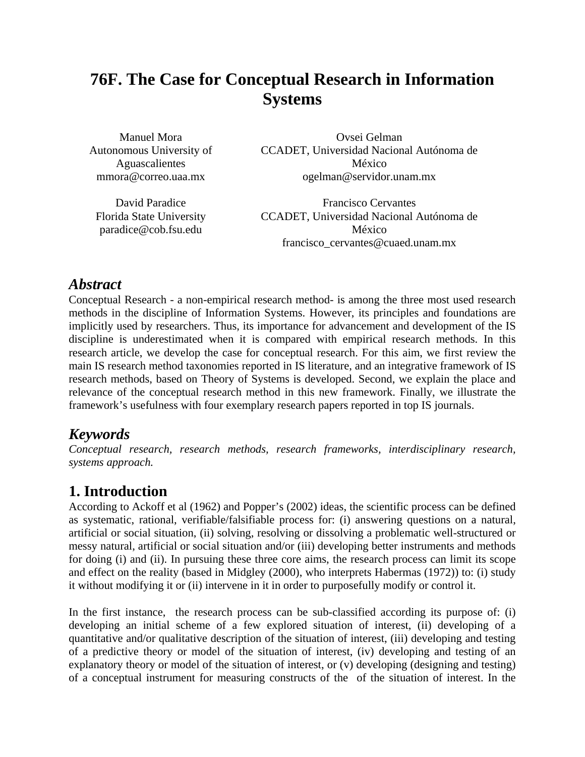# 76F. The Case for Conceptual Research in Information Systems

Manuel Mora
Autonomous University of Aguascalientes
mmora@correo.uaa.mx

Ovsei Gelman
CCADET, Universidad Nacional Autónoma de México
ogelman@servidor.unam.mx

David Paradice
Florida State University
paradice@cob.fsu.edu

Francisco Cervantes
CCADET, Universidad Nacional Autónoma de México
francisco_cervantes@cuaed.unam.mx

## *Abstract*

Conceptual Research - a non-empirical research method- is among the three most used research methods in the discipline of Information Systems. However, its principles and foundations are implicitly used by researchers. Thus, its importance for advancement and development of the IS discipline is underestimated when it is compared with empirical research methods. In this research article, we develop the case for conceptual research. For this aim, we first review the main IS research method taxonomies reported in IS literature, and an integrative framework of IS research methods, based on Theory of Systems is developed. Second, we explain the place and relevance of the conceptual research method in this new framework. Finally, we illustrate the framework's usefulness with four exemplary research papers reported in top IS journals.

## *Keywords*

*Conceptual research, research methods, research frameworks, interdisciplinary research, systems approach.*

## 1. Introduction

According to Ackoff et al (1962) and Popper's (2002) ideas, the scientific process can be defined as systematic, rational, verifiable/falsifiable process for: (i) answering questions on a natural, artificial or social situation, (ii) solving, resolving or dissolving a problematic well-structured or messy natural, artificial or social situation and/or (iii) developing better instruments and methods for doing (i) and (ii). In pursuing these three core aims, the research process can limit its scope and effect on the reality (based in Midgley (2000), who interprets Habermas (1972)) to: (i) study it without modifying it or (ii) intervene in it in order to purposefully modify or control it.

In the first instance, the research process can be sub-classified according its purpose of: (i) developing an initial scheme of a few explored situation of interest, (ii) developing of a quantitative and/or qualitative description of the situation of interest, (iii) developing and testing of a predictive theory or model of the situation of interest, (iv) developing and testing of an explanatory theory or model of the situation of interest, or (v) developing (designing and testing) of a conceptual instrument for measuring constructs of the of the situation of interest. In the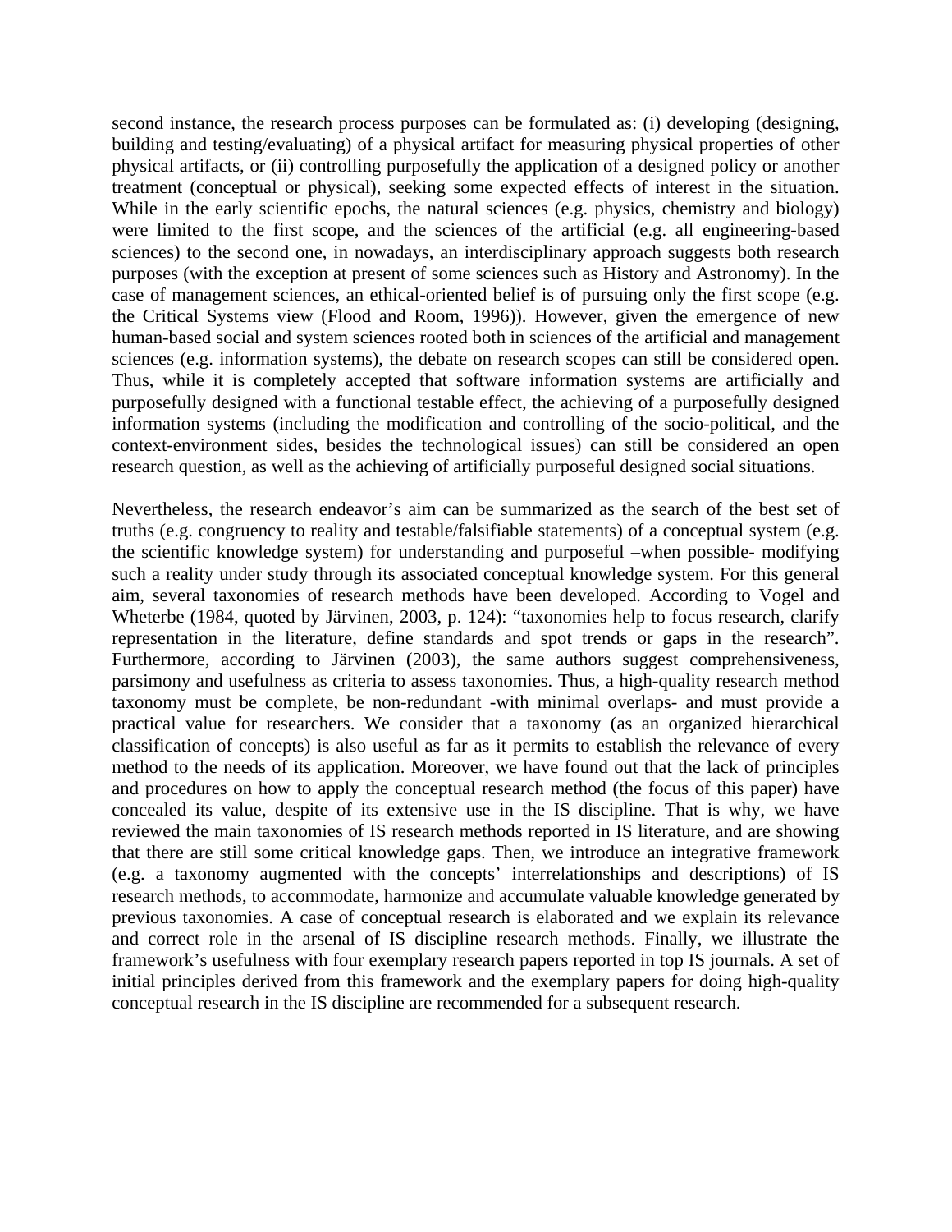second instance, the research process purposes can be formulated as: (i) developing (designing, building and testing/evaluating) of a physical artifact for measuring physical properties of other physical artifacts, or (ii) controlling purposefully the application of a designed policy or another treatment (conceptual or physical), seeking some expected effects of interest in the situation. While in the early scientific epochs, the natural sciences (e.g. physics, chemistry and biology) were limited to the first scope, and the sciences of the artificial (e.g. all engineering-based sciences) to the second one, in nowadays, an interdisciplinary approach suggests both research purposes (with the exception at present of some sciences such as History and Astronomy). In the case of management sciences, an ethical-oriented belief is of pursuing only the first scope (e.g. the Critical Systems view (Flood and Room, 1996)). However, given the emergence of new human-based social and system sciences rooted both in sciences of the artificial and management sciences (e.g. information systems), the debate on research scopes can still be considered open. Thus, while it is completely accepted that software information systems are artificially and purposefully designed with a functional testable effect, the achieving of a purposefully designed information systems (including the modification and controlling of the socio-political, and the context-environment sides, besides the technological issues) can still be considered an open research question, as well as the achieving of artificially purposeful designed social situations.

Nevertheless, the research endeavor's aim can be summarized as the search of the best set of truths (e.g. congruency to reality and testable/falsifiable statements) of a conceptual system (e.g. the scientific knowledge system) for understanding and purposeful –when possible- modifying such a reality under study through its associated conceptual knowledge system. For this general aim, several taxonomies of research methods have been developed. According to Vogel and Wheterbe (1984, quoted by Järvinen, 2003, p. 124): "taxonomies help to focus research, clarify representation in the literature, define standards and spot trends or gaps in the research". Furthermore, according to Järvinen (2003), the same authors suggest comprehensiveness, parsimony and usefulness as criteria to assess taxonomies. Thus, a high-quality research method taxonomy must be complete, be non-redundant -with minimal overlaps- and must provide a practical value for researchers. We consider that a taxonomy (as an organized hierarchical classification of concepts) is also useful as far as it permits to establish the relevance of every method to the needs of its application. Moreover, we have found out that the lack of principles and procedures on how to apply the conceptual research method (the focus of this paper) have concealed its value, despite of its extensive use in the IS discipline. That is why, we have reviewed the main taxonomies of IS research methods reported in IS literature, and are showing that there are still some critical knowledge gaps. Then, we introduce an integrative framework (e.g. a taxonomy augmented with the concepts' interrelationships and descriptions) of IS research methods, to accommodate, harmonize and accumulate valuable knowledge generated by previous taxonomies. A case of conceptual research is elaborated and we explain its relevance and correct role in the arsenal of IS discipline research methods. Finally, we illustrate the framework's usefulness with four exemplary research papers reported in top IS journals. A set of initial principles derived from this framework and the exemplary papers for doing high-quality conceptual research in the IS discipline are recommended for a subsequent research.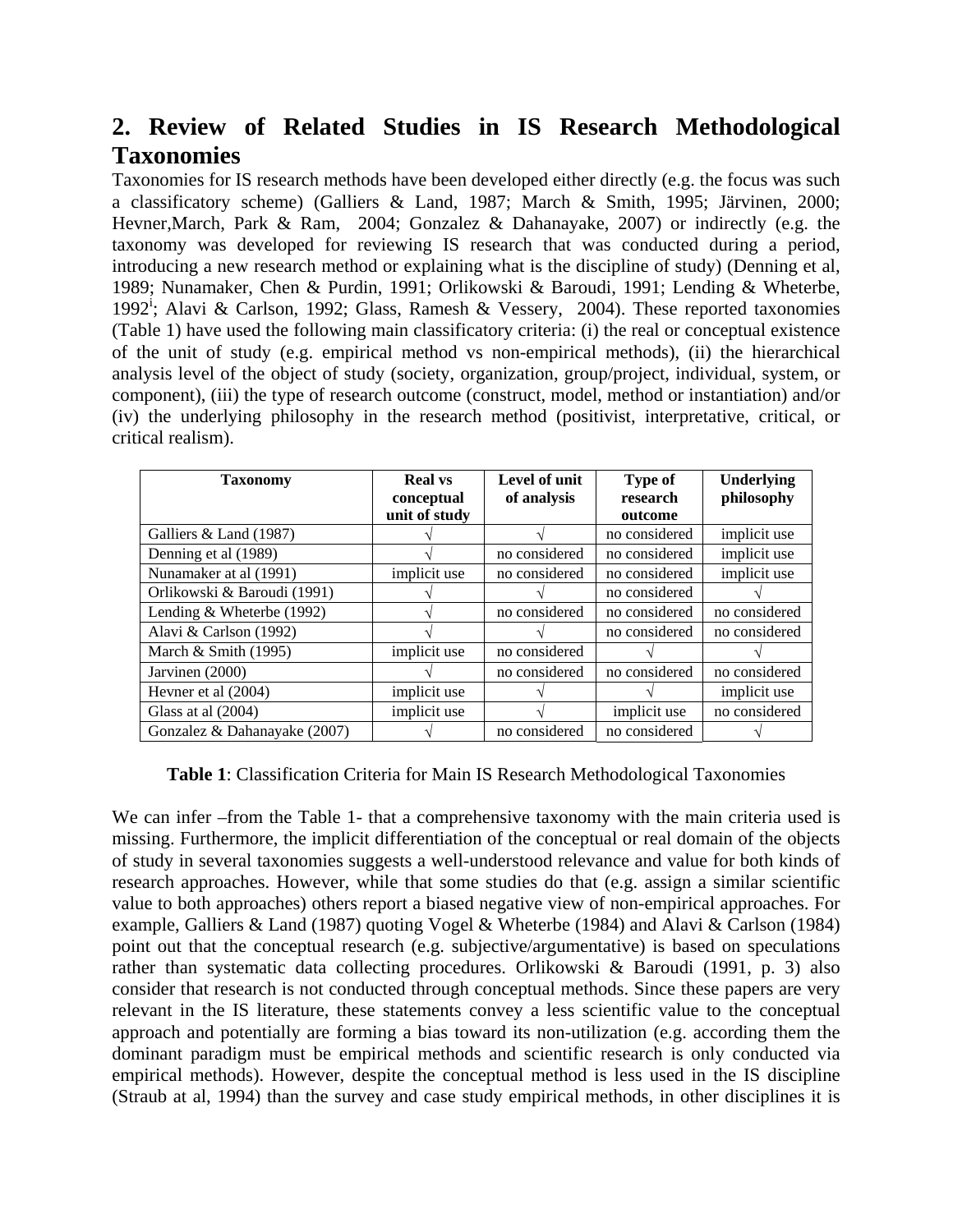## 2. Review of Related Studies in IS Research Methodological Taxonomies

Taxonomies for IS research methods have been developed either directly (e.g. the focus was such a classificatory scheme) (Galliers & Land, 1987; March & Smith, 1995; Järvinen, 2000; Hevner,March, Park & Ram, 2004; Gonzalez & Dahanayake, 2007) or indirectly (e.g. the taxonomy was developed for reviewing IS research that was conducted during a period, introducing a new research method or explaining what is the discipline of study) (Denning et al, 1989; Nunamaker, Chen & Purdin, 1991; Orlikowski & Baroudi, 1991; Lending & Wheterbe, 1992[i]; Alavi & Carlson, 1992; Glass, Ramesh & Vessery, 2004). These reported taxonomies (Table 1) have used the following main classificatory criteria: (i) the real or conceptual existence of the unit of study (e.g. empirical method vs non-empirical methods), (ii) the hierarchical analysis level of the object of study (society, organization, group/project, individual, system, or component), (iii) the type of research outcome (construct, model, method or instantiation) and/or (iv) the underlying philosophy in the research method (positivist, interpretative, critical, or critical realism).

| Taxonomy | Real vs conceptual unit of study | Level of unit of analysis | Type of research outcome | Underlying philosophy |
|---|---|---|---|---|
| Galliers & Land (1987) | √ | √ | no considered | implicit use |
| Denning et al (1989) | √ | no considered | no considered | implicit use |
| Nunamaker at al (1991) | implicit use | no considered | no considered | implicit use |
| Orlikowski & Baroudi (1991) | √ | √ | no considered | √ |
| Lending & Wheterbe (1992) | √ | no considered | no considered | no considered |
| Alavi & Carlson (1992) | √ | √ | no considered | no considered |
| March & Smith (1995) | implicit use | no considered | √ | √ |
| Jarvinen (2000) | √ | no considered | no considered | no considered |
| Hevner et al (2004) | implicit use | √ | √ | implicit use |
| Glass at al (2004) | implicit use | √ | implicit use | no considered |
| Gonzalez & Dahanayake (2007) | √ | no considered | no considered | √ |

**Table 1**: Classification Criteria for Main IS Research Methodological Taxonomies

We can infer –from the Table 1- that a comprehensive taxonomy with the main criteria used is missing. Furthermore, the implicit differentiation of the conceptual or real domain of the objects of study in several taxonomies suggests a well-understood relevance and value for both kinds of research approaches. However, while that some studies do that (e.g. assign a similar scientific value to both approaches) others report a biased negative view of non-empirical approaches. For example, Galliers & Land (1987) quoting Vogel & Wheterbe (1984) and Alavi & Carlson (1984) point out that the conceptual research (e.g. subjective/argumentative) is based on speculations rather than systematic data collecting procedures. Orlikowski & Baroudi (1991, p. 3) also consider that research is not conducted through conceptual methods. Since these papers are very relevant in the IS literature, these statements convey a less scientific value to the conceptual approach and potentially are forming a bias toward its non-utilization (e.g. according them the dominant paradigm must be empirical methods and scientific research is only conducted via empirical methods). However, despite the conceptual method is less used in the IS discipline (Straub at al, 1994) than the survey and case study empirical methods, in other disciplines it is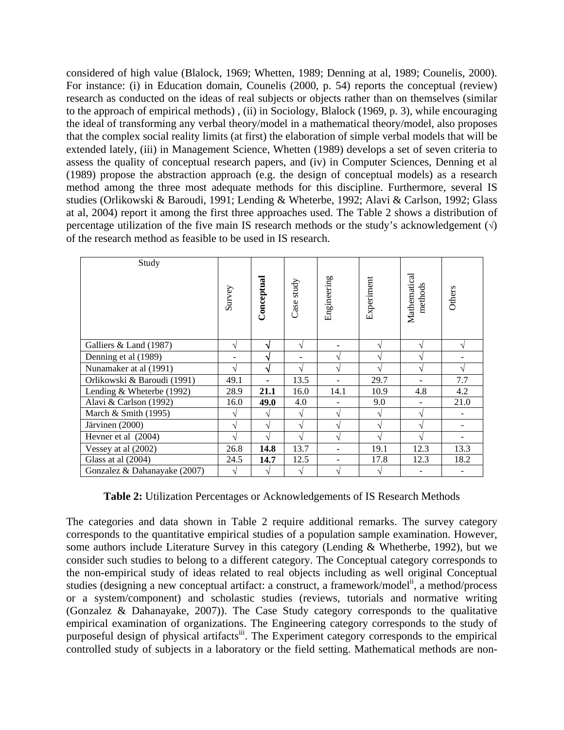considered of high value (Blalock, 1969; Whetten, 1989; Denning at al, 1989; Counelis, 2000). For instance: (i) in Education domain, Counelis (2000, p. 54) reports the conceptual (review) research as conducted on the ideas of real subjects or objects rather than on themselves (similar to the approach of empirical methods) , (ii) in Sociology, Blalock (1969, p. 3), while encouraging the ideal of transforming any verbal theory/model in a mathematical theory/model, also proposes that the complex social reality limits (at first) the elaboration of simple verbal models that will be extended lately, (iii) in Management Science, Whetten (1989) develops a set of seven criteria to assess the quality of conceptual research papers, and (iv) in Computer Sciences, Denning et al (1989) propose the abstraction approach (e.g. the design of conceptual models) as a research method among the three most adequate methods for this discipline. Furthermore, several IS studies (Orlikowski & Baroudi, 1991; Lending & Wheterbe, 1992; Alavi & Carlson, 1992; Glass at al, 2004) report it among the first three approaches used. The Table 2 shows a distribution of percentage utilization of the five main IS research methods or the study's acknowledgement (√) of the research method as feasible to be used in IS research.

| Study | Survey | **Conceptual** | Case study | Engineering | Experiment | Mathematical methods | Others |
|---|---|---|---|---|---|---|---|
| Galliers & Land (1987) | √ | **√** | √ | - | √ | √ | √ |
| Denning et al (1989) | - | **√** | - | √ | √ | √ | - |
| Nunamaker at al (1991) | √ | **√** | √ | √ | √ | √ | √ |
| Orlikowski & Baroudi (1991) | 49.1 | - | 13.5 | - | 29.7 | - | 7.7 |
| Lending & Wheterbe (1992) | 28.9 | **21.1** | 16.0 | 14.1 | 10.9 | 4.8 | 4.2 |
| Alavi & Carlson (1992) | 16.0 | **49.0** | 4.0 | - | 9.0 | - | 21.0 |
| March & Smith (1995) | √ | √ | √ | √ | √ | √ | - |
| Järvinen (2000) | √ | √ | √ | √ | √ | √ | - |
| Hevner et al (2004) | √ | √ | √ | √ | √ | √ | - |
| Vessey at al (2002) | 26.8 | **14.8** | 13.7 | - | 19.1 | 12.3 | 13.3 |
| Glass at al (2004) | 24.5 | **14.7** | 12.5 | - | 17.8 | 12.3 | 18.2 |
| Gonzalez & Dahanayake (2007) | √ | √ | √ | √ | √ | - | - |

**Table 2:** Utilization Percentages or Acknowledgements of IS Research Methods

The categories and data shown in Table 2 require additional remarks. The survey category corresponds to the quantitative empirical studies of a population sample examination. However, some authors include Literature Survey in this category (Lending & Whetherbe, 1992), but we consider such studies to belong to a different category. The Conceptual category corresponds to the non-empirical study of ideas related to real objects including as well original Conceptual studies (designing a new conceptual artifact: a construct, a framework/model[ii], a method/process or a system/component) and scholastic studies (reviews, tutorials and normative writing (Gonzalez & Dahanayake, 2007)). The Case Study category corresponds to the qualitative empirical examination of organizations. The Engineering category corresponds to the study of purposeful design of physical artifacts[iii]. The Experiment category corresponds to the empirical controlled study of subjects in a laboratory or the field setting. Mathematical methods are non-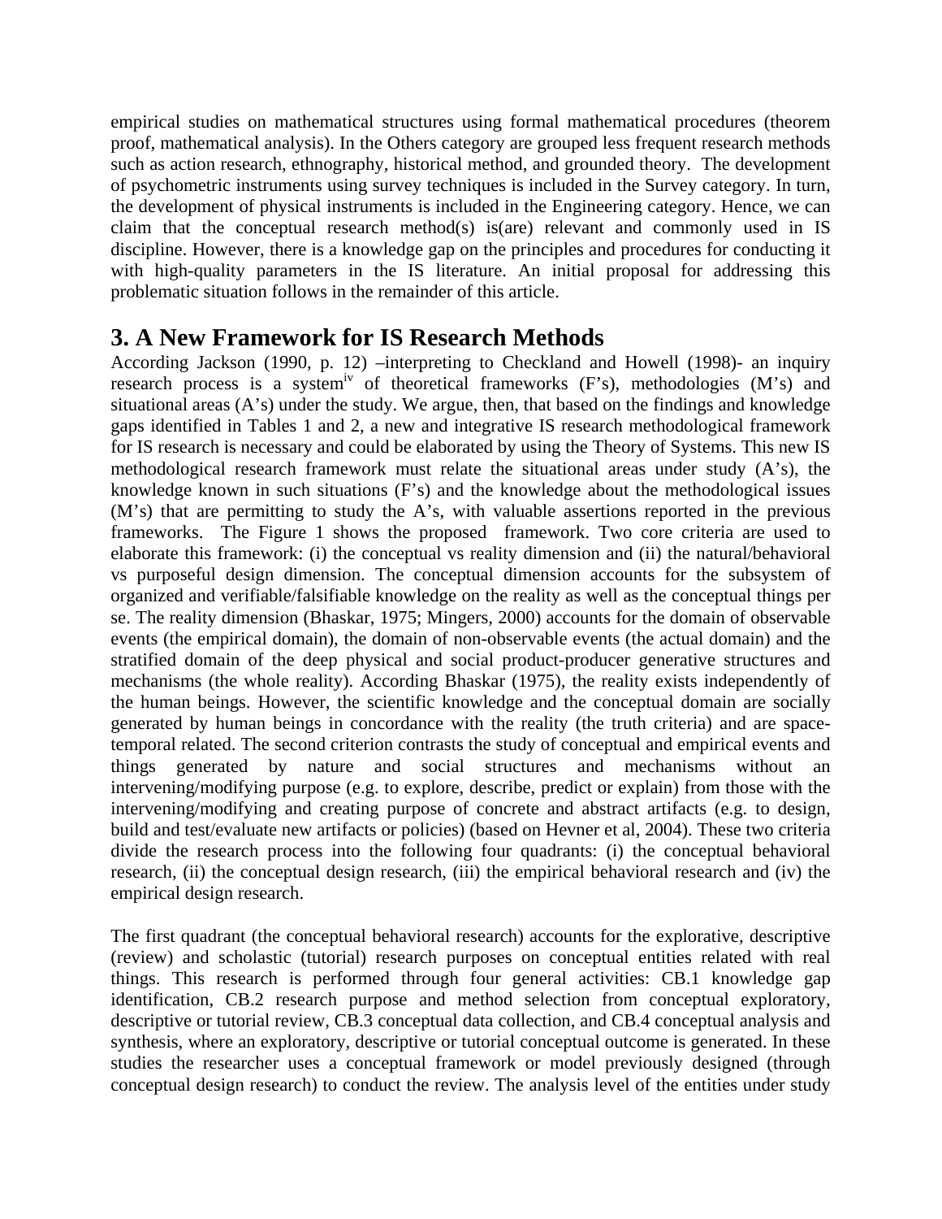empirical studies on mathematical structures using formal mathematical procedures (theorem proof, mathematical analysis). In the Others category are grouped less frequent research methods such as action research, ethnography, historical method, and grounded theory. The development of psychometric instruments using survey techniques is included in the Survey category. In turn, the development of physical instruments is included in the Engineering category. Hence, we can claim that the conceptual research method(s) is(are) relevant and commonly used in IS discipline. However, there is a knowledge gap on the principles and procedures for conducting it with high-quality parameters in the IS literature. An initial proposal for addressing this problematic situation follows in the remainder of this article.

## 3. A New Framework for IS Research Methods

According Jackson (1990, p. 12) –interpreting to Checkland and Howell (1998)- an inquiry research process is a system[iv] of theoretical frameworks (F's), methodologies (M's) and situational areas (A's) under the study. We argue, then, that based on the findings and knowledge gaps identified in Tables 1 and 2, a new and integrative IS research methodological framework for IS research is necessary and could be elaborated by using the Theory of Systems. This new IS methodological research framework must relate the situational areas under study (A's), the knowledge known in such situations (F's) and the knowledge about the methodological issues (M's) that are permitting to study the A's, with valuable assertions reported in the previous frameworks. The Figure 1 shows the proposed framework. Two core criteria are used to elaborate this framework: (i) the conceptual vs reality dimension and (ii) the natural/behavioral vs purposeful design dimension. The conceptual dimension accounts for the subsystem of organized and verifiable/falsifiable knowledge on the reality as well as the conceptual things per se. The reality dimension (Bhaskar, 1975; Mingers, 2000) accounts for the domain of observable events (the empirical domain), the domain of non-observable events (the actual domain) and the stratified domain of the deep physical and social product-producer generative structures and mechanisms (the whole reality). According Bhaskar (1975), the reality exists independently of the human beings. However, the scientific knowledge and the conceptual domain are socially generated by human beings in concordance with the reality (the truth criteria) and are space-temporal related. The second criterion contrasts the study of conceptual and empirical events and things generated by nature and social structures and mechanisms without an intervening/modifying purpose (e.g. to explore, describe, predict or explain) from those with the intervening/modifying and creating purpose of concrete and abstract artifacts (e.g. to design, build and test/evaluate new artifacts or policies) (based on Hevner et al, 2004). These two criteria divide the research process into the following four quadrants: (i) the conceptual behavioral research, (ii) the conceptual design research, (iii) the empirical behavioral research and (iv) the empirical design research.

The first quadrant (the conceptual behavioral research) accounts for the explorative, descriptive (review) and scholastic (tutorial) research purposes on conceptual entities related with real things. This research is performed through four general activities: CB.1 knowledge gap identification, CB.2 research purpose and method selection from conceptual exploratory, descriptive or tutorial review, CB.3 conceptual data collection, and CB.4 conceptual analysis and synthesis, where an exploratory, descriptive or tutorial conceptual outcome is generated. In these studies the researcher uses a conceptual framework or model previously designed (through conceptual design research) to conduct the review. The analysis level of the entities under study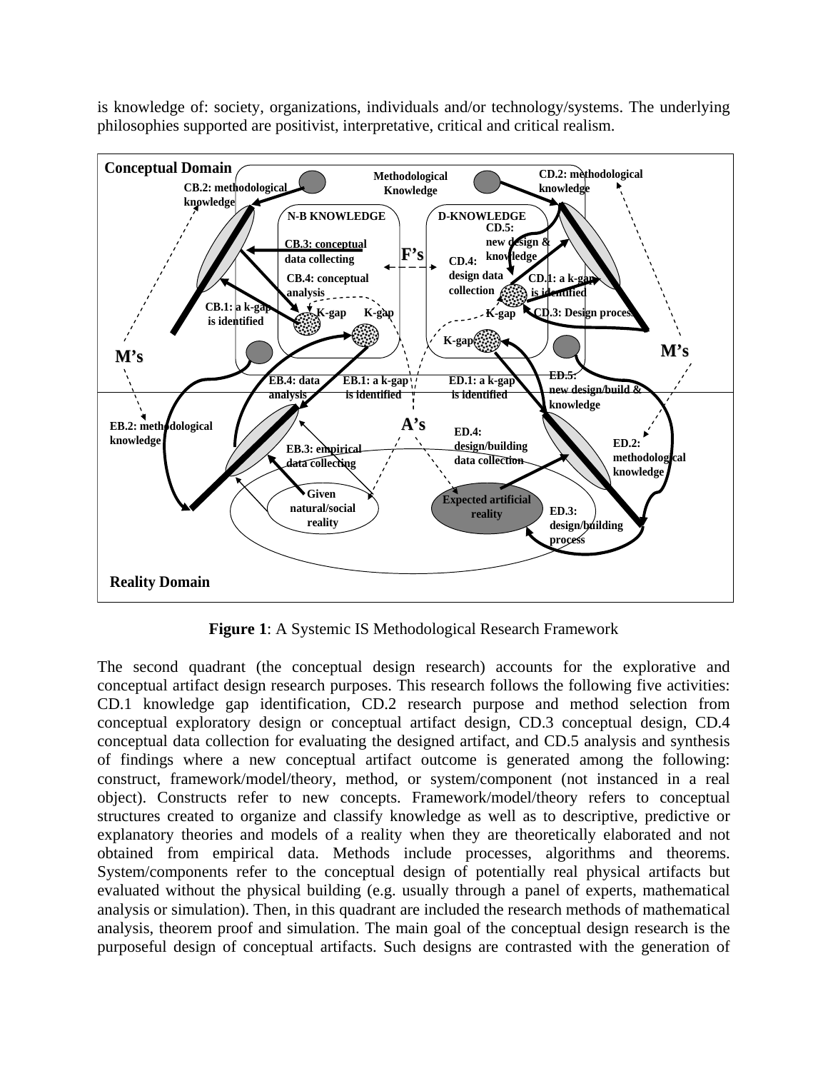is knowledge of: society, organizations, individuals and/or technology/systems. The underlying philosophies supported are positivist, interpretative, critical and critical realism.

**Figure 1**: A Systemic IS Methodological Research Framework

The second quadrant (the conceptual design research) accounts for the explorative and conceptual artifact design research purposes. This research follows the following five activities: CD.1 knowledge gap identification, CD.2 research purpose and method selection from conceptual exploratory design or conceptual artifact design, CD.3 conceptual design, CD.4 conceptual data collection for evaluating the designed artifact, and CD.5 analysis and synthesis of findings where a new conceptual artifact outcome is generated among the following: construct, framework/model/theory, method, or system/component (not instanced in a real object). Constructs refer to new concepts. Framework/model/theory refers to conceptual structures created to organize and classify knowledge as well as to descriptive, predictive or explanatory theories and models of a reality when they are theoretically elaborated and not obtained from empirical data. Methods include processes, algorithms and theorems. System/components refer to the conceptual design of potentially real physical artifacts but evaluated without the physical building (e.g. usually through a panel of experts, mathematical analysis or simulation). Then, in this quadrant are included the research methods of mathematical analysis, theorem proof and simulation. The main goal of the conceptual design research is the purposeful design of conceptual artifacts. Such designs are contrasted with the generation of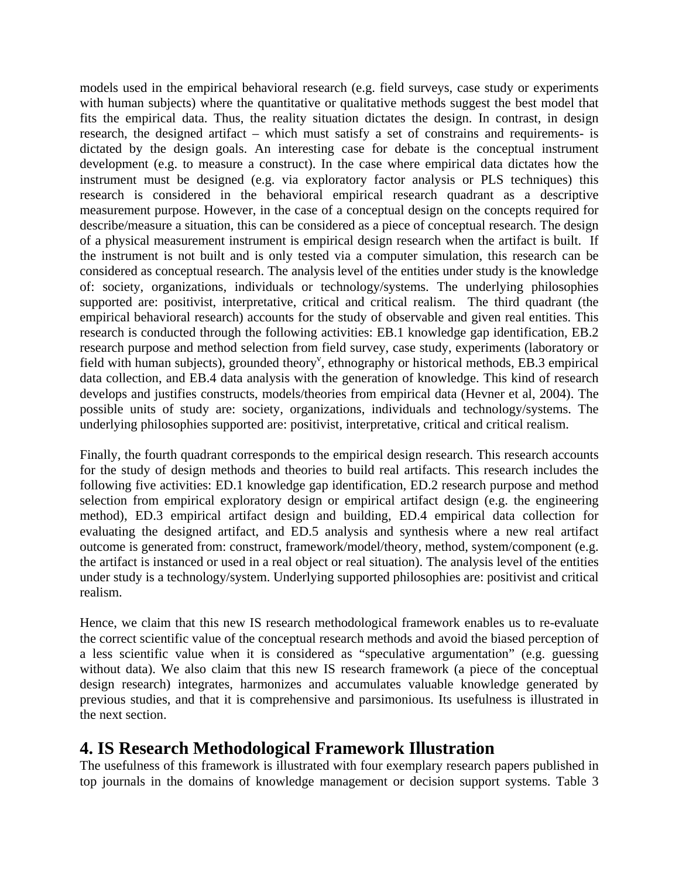models used in the empirical behavioral research (e.g. field surveys, case study or experiments with human subjects) where the quantitative or qualitative methods suggest the best model that fits the empirical data. Thus, the reality situation dictates the design. In contrast, in design research, the designed artifact – which must satisfy a set of constrains and requirements- is dictated by the design goals. An interesting case for debate is the conceptual instrument development (e.g. to measure a construct). In the case where empirical data dictates how the instrument must be designed (e.g. via exploratory factor analysis or PLS techniques) this research is considered in the behavioral empirical research quadrant as a descriptive measurement purpose. However, in the case of a conceptual design on the concepts required for describe/measure a situation, this can be considered as a piece of conceptual research. The design of a physical measurement instrument is empirical design research when the artifact is built. If the instrument is not built and is only tested via a computer simulation, this research can be considered as conceptual research. The analysis level of the entities under study is the knowledge of: society, organizations, individuals or technology/systems. The underlying philosophies supported are: positivist, interpretative, critical and critical realism. The third quadrant (the empirical behavioral research) accounts for the study of observable and given real entities. This research is conducted through the following activities: EB.1 knowledge gap identification, EB.2 research purpose and method selection from field survey, case study, experiments (laboratory or field with human subjects), grounded theory[v], ethnography or historical methods, EB.3 empirical data collection, and EB.4 data analysis with the generation of knowledge. This kind of research develops and justifies constructs, models/theories from empirical data (Hevner et al, 2004). The possible units of study are: society, organizations, individuals and technology/systems. The underlying philosophies supported are: positivist, interpretative, critical and critical realism.

Finally, the fourth quadrant corresponds to the empirical design research. This research accounts for the study of design methods and theories to build real artifacts. This research includes the following five activities: ED.1 knowledge gap identification, ED.2 research purpose and method selection from empirical exploratory design or empirical artifact design (e.g. the engineering method), ED.3 empirical artifact design and building, ED.4 empirical data collection for evaluating the designed artifact, and ED.5 analysis and synthesis where a new real artifact outcome is generated from: construct, framework/model/theory, method, system/component (e.g. the artifact is instanced or used in a real object or real situation). The analysis level of the entities under study is a technology/system. Underlying supported philosophies are: positivist and critical realism.

Hence, we claim that this new IS research methodological framework enables us to re-evaluate the correct scientific value of the conceptual research methods and avoid the biased perception of a less scientific value when it is considered as "speculative argumentation" (e.g. guessing without data). We also claim that this new IS research framework (a piece of the conceptual design research) integrates, harmonizes and accumulates valuable knowledge generated by previous studies, and that it is comprehensive and parsimonious. Its usefulness is illustrated in the next section.

## 4. IS Research Methodological Framework Illustration

The usefulness of this framework is illustrated with four exemplary research papers published in top journals in the domains of knowledge management or decision support systems. Table 3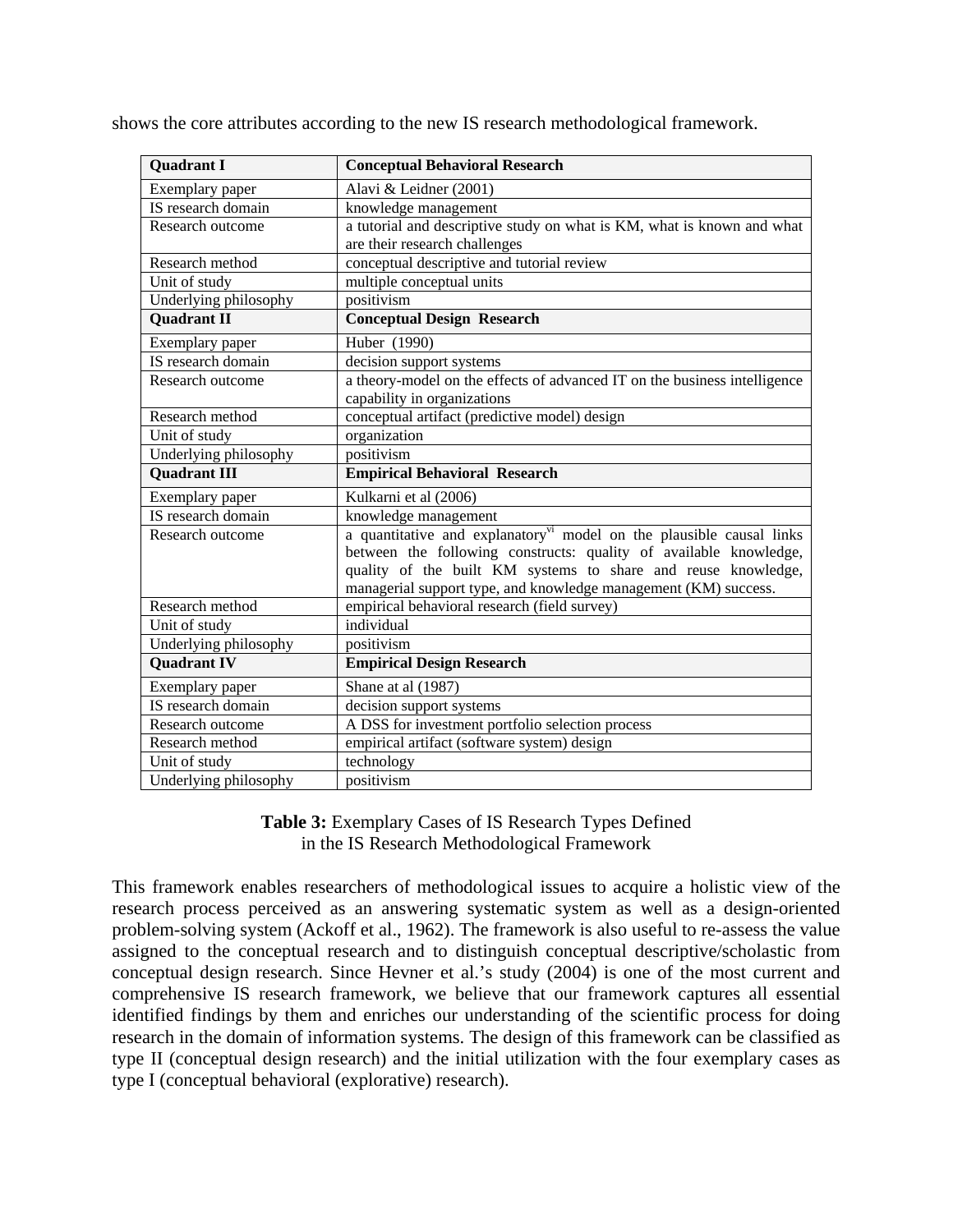shows the core attributes according to the new IS research methodological framework.

| **Quadrant I** | **Conceptual Behavioral Research** |
|---|---|
| Exemplary paper | Alavi & Leidner (2001) |
| IS research domain | knowledge management |
| Research outcome | a tutorial and descriptive study on what is KM, what is known and what are their research challenges |
| Research method | conceptual descriptive and tutorial review |
| Unit of study | multiple conceptual units |
| Underlying philosophy | positivism |
| **Quadrant II** | **Conceptual Design Research** |
| Exemplary paper | Huber (1990) |
| IS research domain | decision support systems |
| Research outcome | a theory-model on the effects of advanced IT on the business intelligence capability in organizations |
| Research method | conceptual artifact (predictive model) design |
| Unit of study | organization |
| Underlying philosophy | positivism |
| **Quadrant III** | **Empirical Behavioral Research** |
| Exemplary paper | Kulkarni et al (2006) |
| IS research domain | knowledge management |
| Research outcome | a quantitative and explanatory[vi] model on the plausible causal links between the following constructs: quality of available knowledge, quality of the built KM systems to share and reuse knowledge, managerial support type, and knowledge management (KM) success. |
| Research method | empirical behavioral research (field survey) |
| Unit of study | individual |
| Underlying philosophy | positivism |
| **Quadrant IV** | **Empirical Design Research** |
| Exemplary paper | Shane at al (1987) |
| IS research domain | decision support systems |
| Research outcome | A DSS for investment portfolio selection process |
| Research method | empirical artifact (software system) design |
| Unit of study | technology |
| Underlying philosophy | positivism |

**Table 3:** Exemplary Cases of IS Research Types Defined in the IS Research Methodological Framework

This framework enables researchers of methodological issues to acquire a holistic view of the research process perceived as an answering systematic system as well as a design-oriented problem-solving system (Ackoff et al., 1962). The framework is also useful to re-assess the value assigned to the conceptual research and to distinguish conceptual descriptive/scholastic from conceptual design research. Since Hevner et al.'s study (2004) is one of the most current and comprehensive IS research framework, we believe that our framework captures all essential identified findings by them and enriches our understanding of the scientific process for doing research in the domain of information systems. The design of this framework can be classified as type II (conceptual design research) and the initial utilization with the four exemplary cases as type I (conceptual behavioral (explorative) research).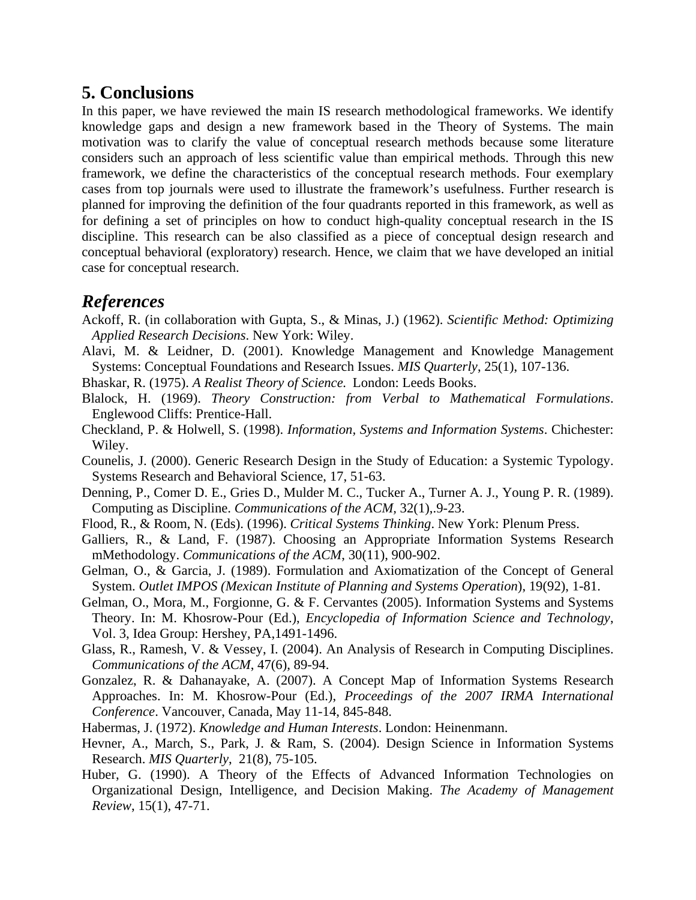## 5. Conclusions

In this paper, we have reviewed the main IS research methodological frameworks. We identify knowledge gaps and design a new framework based in the Theory of Systems. The main motivation was to clarify the value of conceptual research methods because some literature considers such an approach of less scientific value than empirical methods. Through this new framework, we define the characteristics of the conceptual research methods. Four exemplary cases from top journals were used to illustrate the framework's usefulness. Further research is planned for improving the definition of the four quadrants reported in this framework, as well as for defining a set of principles on how to conduct high-quality conceptual research in the IS discipline. This research can be also classified as a piece of conceptual design research and conceptual behavioral (exploratory) research. Hence, we claim that we have developed an initial case for conceptual research.

## *References*

Ackoff, R. (in collaboration with Gupta, S., & Minas, J.) (1962). *Scientific Method: Optimizing Applied Research Decisions*. New York: Wiley.

Alavi, M. & Leidner, D. (2001). Knowledge Management and Knowledge Management Systems: Conceptual Foundations and Research Issues. *MIS Quarterly*, 25(1), 107-136.

Bhaskar, R. (1975). *A Realist Theory of Science.* London: Leeds Books.

Blalock, H. (1969). *Theory Construction: from Verbal to Mathematical Formulations*. Englewood Cliffs: Prentice-Hall.

Checkland, P. & Holwell, S. (1998). *Information, Systems and Information Systems*. Chichester: Wiley.

Counelis, J. (2000). Generic Research Design in the Study of Education: a Systemic Typology. Systems Research and Behavioral Science, 17, 51-63.

Denning, P., Comer D. E., Gries D., Mulder M. C., Tucker A., Turner A. J., Young P. R. (1989). Computing as Discipline. *Communications of the ACM*, 32(1),.9-23.

Flood, R., & Room, N. (Eds). (1996). *Critical Systems Thinking*. New York: Plenum Press.

Galliers, R., & Land, F. (1987). Choosing an Appropriate Information Systems Research mMethodology. *Communications of the ACM*, 30(11), 900-902.

Gelman, O., & Garcia, J. (1989). Formulation and Axiomatization of the Concept of General System. *Outlet IMPOS (Mexican Institute of Planning and Systems Operation*), 19(92), 1-81.

Gelman, O., Mora, M., Forgionne, G. & F. Cervantes (2005). Information Systems and Systems Theory. In: M. Khosrow-Pour (Ed.), *Encyclopedia of Information Science and Technology*, Vol. 3, Idea Group: Hershey, PA,1491-1496.

Glass, R., Ramesh, V. & Vessey, I. (2004). An Analysis of Research in Computing Disciplines. *Communications of the ACM*, 47(6), 89-94.

Gonzalez, R. & Dahanayake, A. (2007). A Concept Map of Information Systems Research Approaches. In: M. Khosrow-Pour (Ed.), *Proceedings of the 2007 IRMA International Conference*. Vancouver, Canada, May 11-14, 845-848.

Habermas, J. (1972). *Knowledge and Human Interests*. London: Heinenmann.

Hevner, A., March, S., Park, J. & Ram, S. (2004). Design Science in Information Systems Research. *MIS Quarterly*, 21(8), 75-105.

Huber, G. (1990). A Theory of the Effects of Advanced Information Technologies on Organizational Design, Intelligence, and Decision Making. *The Academy of Management Review*, 15(1), 47-71.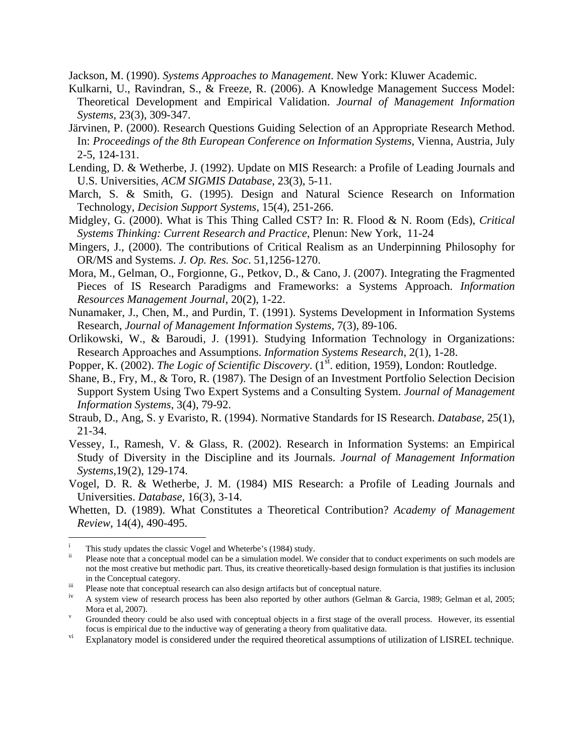Jackson, M. (1990). *Systems Approaches to Management*. New York: Kluwer Academic.

Kulkarni, U., Ravindran, S., & Freeze, R. (2006). A Knowledge Management Success Model: Theoretical Development and Empirical Validation. *Journal of Management Information Systems*, 23(3), 309-347.

Järvinen, P. (2000). Research Questions Guiding Selection of an Appropriate Research Method. In: *Proceedings of the 8th European Conference on Information Systems*, Vienna, Austria, July 2-5, 124-131.

Lending, D. & Wetherbe, J. (1992). Update on MIS Research: a Profile of Leading Journals and U.S. Universities, *ACM SIGMIS Database*, 23(3), 5-11.

March, S. & Smith, G. (1995). Design and Natural Science Research on Information Technology, *Decision Support Systems*, 15(4), 251-266.

Midgley, G. (2000). What is This Thing Called CST? In: R. Flood & N. Room (Eds), *Critical Systems Thinking: Current Research and Practice*, Plenun: New York, 11-24

Mingers, J., (2000). The contributions of Critical Realism as an Underpinning Philosophy for OR/MS and Systems. *J. Op. Res. Soc*. 51,1256-1270.

Mora, M., Gelman, O., Forgionne, G., Petkov, D., & Cano, J. (2007). Integrating the Fragmented Pieces of IS Research Paradigms and Frameworks: a Systems Approach. *Information Resources Management Journal*, 20(2), 1-22.

Nunamaker, J., Chen, M., and Purdin, T. (1991). Systems Development in Information Systems Research, *Journal of Management Information Systems*, 7(3), 89-106.

Orlikowski, W., & Baroudi, J. (1991). Studying Information Technology in Organizations: Research Approaches and Assumptions. *Information Systems Research*, 2(1), 1-28.

Popper, K. (2002). *The Logic of Scientific Discovery*. (1st. edition, 1959), London: Routledge.

Shane, B., Fry, M., & Toro, R. (1987). The Design of an Investment Portfolio Selection Decision Support System Using Two Expert Systems and a Consulting System. *Journal of Management Information Systems*, 3(4), 79-92.

Straub, D., Ang, S. y Evaristo, R. (1994). Normative Standards for IS Research. *Database*, 25(1), 21-34.

Vessey, I., Ramesh, V. & Glass, R. (2002). Research in Information Systems: an Empirical Study of Diversity in the Discipline and its Journals. *Journal of Management Information Systems*,19(2), 129-174.

Vogel, D. R. & Wetherbe, J. M. (1984) MIS Research: a Profile of Leading Journals and Universities. *Database*, 16(3), 3-14.

Whetten, D. (1989). What Constitutes a Theoretical Contribution? *Academy of Management Review*, 14(4), 490-495.

---

[i] This study updates the classic Vogel and Wheterbe's (1984) study.

[ii] Please note that a conceptual model can be a simulation model. We consider that to conduct experiments on such models are not the most creative but methodic part. Thus, its creative theoretically-based design formulation is that justifies its inclusion in the Conceptual category.

[iii] Please note that conceptual research can also design artifacts but of conceptual nature.

[iv] A system view of research process has been also reported by other authors (Gelman & Garcia, 1989; Gelman et al, 2005; Mora et al, 2007).

[v] Grounded theory could be also used with conceptual objects in a first stage of the overall process. However, its essential focus is empirical due to the inductive way of generating a theory from qualitative data.

[vi] Explanatory model is considered under the required theoretical assumptions of utilization of LISREL technique.